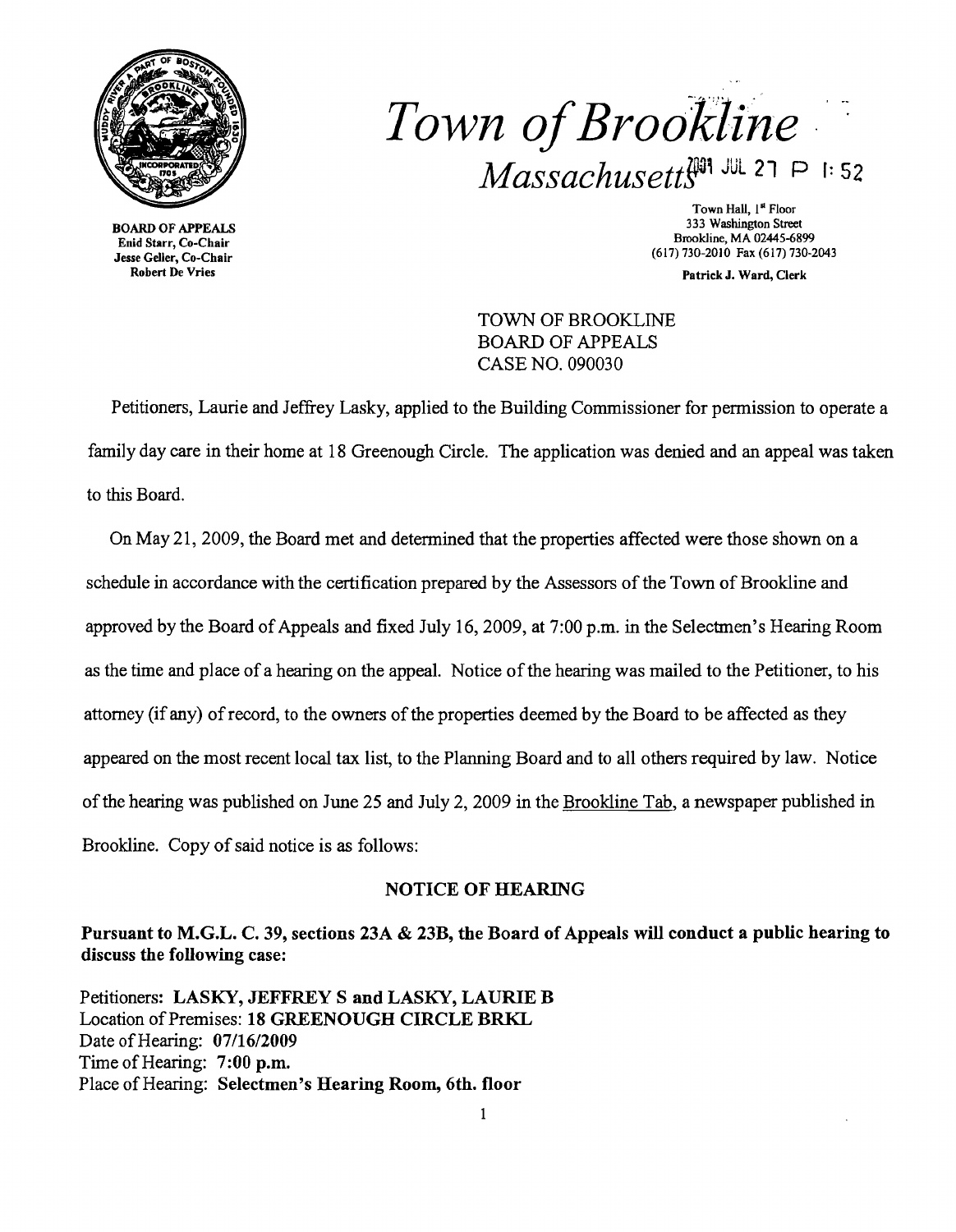# *Town of Brookline*

## *Massachusetts*

2009 JUL 27 P 1:52

BOARD OF APPEALS
Enid Starr, Co-Chair
Jesse Geller, Co-Chair
Robert De Vries

Town Hall, 1st Floor
333 Washington Street
Brookline, MA 02445-6899
(617) 730-2010 Fax (617) 730-2043

Patrick J. Ward, Clerk

TOWN OF BROOKLINE
BOARD OF APPEALS
CASE NO. 090030

Petitioners, Laurie and Jeffrey Lasky, applied to the Building Commissioner for permission to operate a family day care in their home at 18 Greenough Circle. The application was denied and an appeal was taken to this Board.

On May 21, 2009, the Board met and determined that the properties affected were those shown on a schedule in accordance with the certification prepared by the Assessors of the Town of Brookline and approved by the Board of Appeals and fixed July 16, 2009, at 7:00 p.m. in the Selectmen's Hearing Room as the time and place of a hearing on the appeal. Notice of the hearing was mailed to the Petitioner, to his attorney (if any) of record, to the owners of the properties deemed by the Board to be affected as they appeared on the most recent local tax list, to the Planning Board and to all others required by law. Notice of the hearing was published on June 25 and July 2, 2009 in the Brookline Tab, a newspaper published in Brookline. Copy of said notice is as follows:

**NOTICE OF HEARING**

**Pursuant to M.G.L. C. 39, sections 23A & 23B, the Board of Appeals will conduct a public hearing to discuss the following case:**

Petitioners: **LASKY, JEFFREY S and LASKY, LAURIE B**
Location of Premises: **18 GREENOUGH CIRCLE BRKL**
Date of Hearing: **07/16/2009**
Time of Hearing: **7:00 p.m.**
Place of Hearing: **Selectmen's Hearing Room, 6th. floor**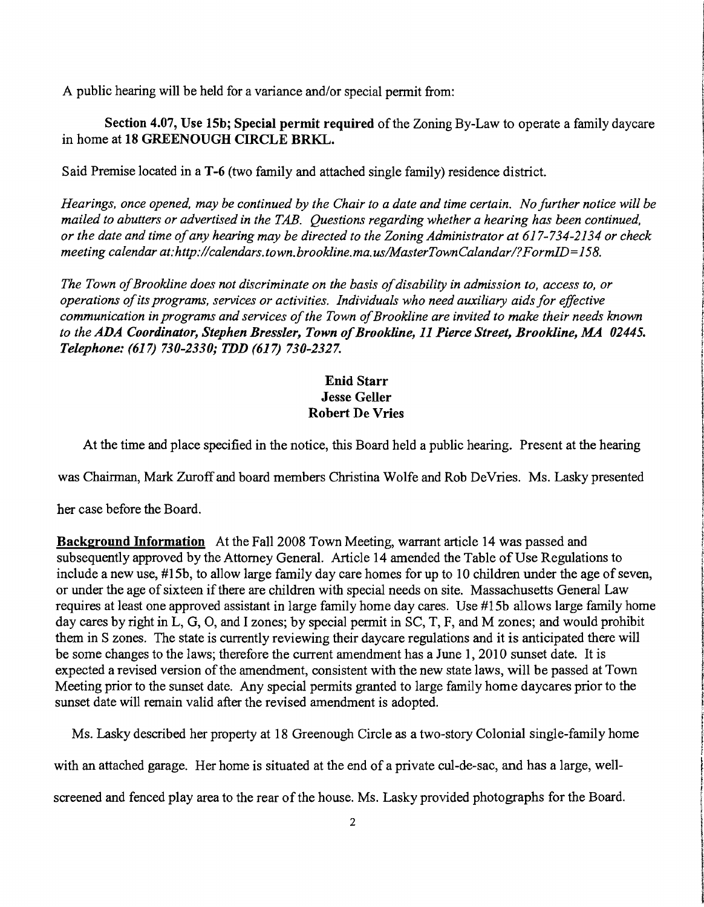A public hearing will be held for a variance and/or special permit from:

**Section 4.07, Use 15b; Special permit required** of the Zoning By-Law to operate a family daycare in home at **18 GREENOUGH CIRCLE BRKL.**

Said Premise located in a **T-6** (two family and attached single family) residence district.

*Hearings, once opened, may be continued by the Chair to a date and time certain. No further notice will be mailed to abutters or advertised in the TAB. Questions regarding whether a hearing has been continued, or the date and time of any hearing may be directed to the Zoning Administrator at 617-734-2134 or check meeting calendar at:http://calendars.town.brookline.ma.us/MasterTownCalandar/?FormID=158.*

*The Town of Brookline does not discriminate on the basis of disability in admission to, access to, or operations of its programs, services or activities. Individuals who need auxiliary aids for effective communication in programs and services of the Town of Brookline are invited to make their needs known to the **ADA Coordinator, Stephen Bressler, Town of Brookline, 11 Pierce Street, Brookline, MA 02445. Telephone: (617) 730-2330; TDD (617) 730-2327.***

**Enid Starr**
**Jesse Geller**
**Robert De Vries**

At the time and place specified in the notice, this Board held a public hearing. Present at the hearing was Chairman, Mark Zuroff and board members Christina Wolfe and Rob DeVries. Ms. Lasky presented her case before the Board.

**Background Information** At the Fall 2008 Town Meeting, warrant article 14 was passed and subsequently approved by the Attorney General. Article 14 amended the Table of Use Regulations to include a new use, #15b, to allow large family day care homes for up to 10 children under the age of seven, or under the age of sixteen if there are children with special needs on site. Massachusetts General Law requires at least one approved assistant in large family home day cares. Use #15b allows large family home day cares by right in L, G, O, and I zones; by special permit in SC, T, F, and M zones; and would prohibit them in S zones. The state is currently reviewing their daycare regulations and it is anticipated there will be some changes to the laws; therefore the current amendment has a June 1, 2010 sunset date. It is expected a revised version of the amendment, consistent with the new state laws, will be passed at Town Meeting prior to the sunset date. Any special permits granted to large family home daycares prior to the sunset date will remain valid after the revised amendment is adopted.

Ms. Lasky described her property at 18 Greenough Circle as a two-story Colonial single-family home with an attached garage. Her home is situated at the end of a private cul-de-sac, and has a large, well-screened and fenced play area to the rear of the house. Ms. Lasky provided photographs for the Board.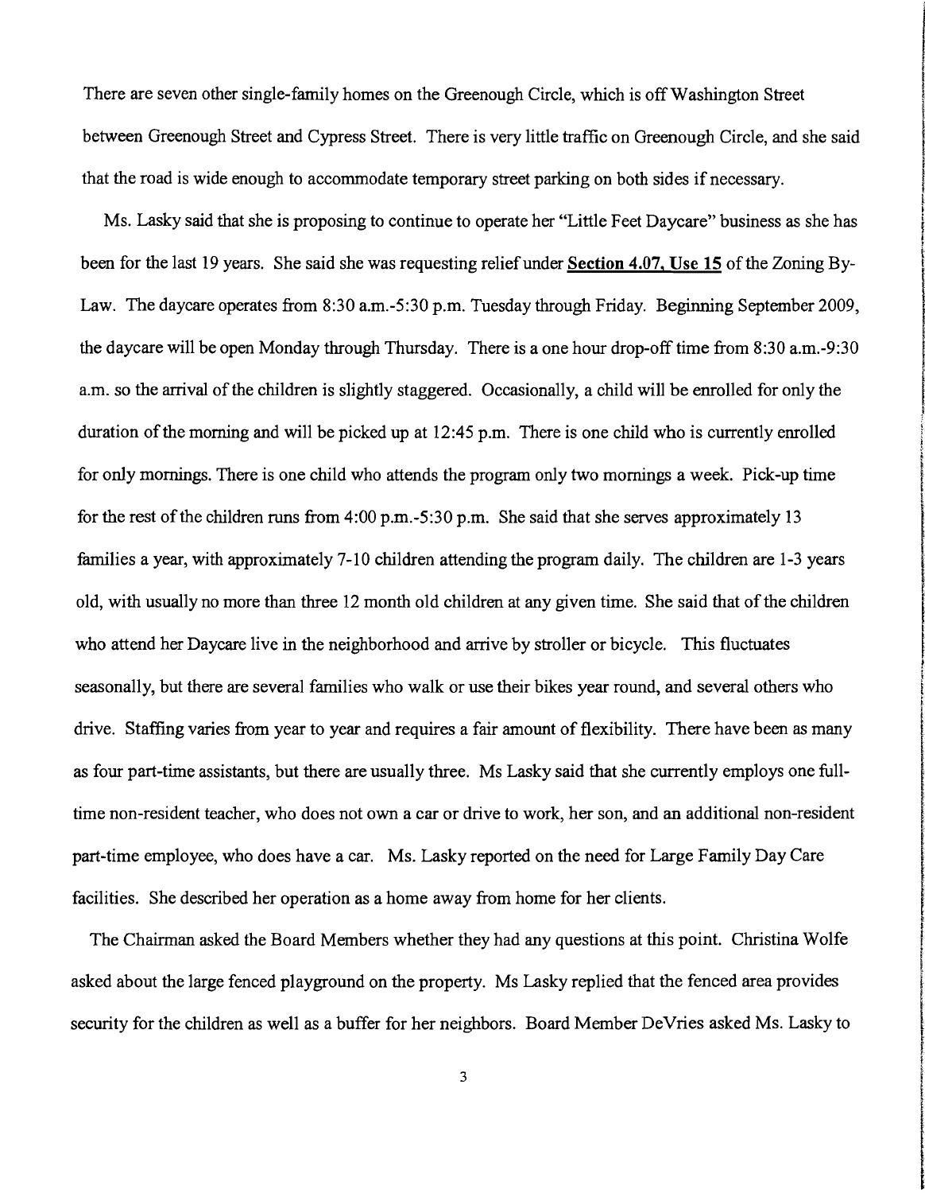There are seven other single-family homes on the Greenough Circle, which is off Washington Street between Greenough Street and Cypress Street. There is very little traffic on Greenough Circle, and she said that the road is wide enough to accommodate temporary street parking on both sides if necessary.

Ms. Lasky said that she is proposing to continue to operate her "Little Feet Daycare" business as she has been for the last 19 years. She said she was requesting relief under **Section 4.07, Use 15** of the Zoning By-Law. The daycare operates from 8:30 a.m.-5:30 p.m. Tuesday through Friday. Beginning September 2009, the daycare will be open Monday through Thursday. There is a one hour drop-off time from 8:30 a.m.-9:30 a.m. so the arrival of the children is slightly staggered. Occasionally, a child will be enrolled for only the duration of the morning and will be picked up at 12:45 p.m. There is one child who is currently enrolled for only mornings. There is one child who attends the program only two mornings a week. Pick-up time for the rest of the children runs from 4:00 p.m.-5:30 p.m. She said that she serves approximately 13 families a year, with approximately 7-10 children attending the program daily. The children are 1-3 years old, with usually no more than three 12 month old children at any given time. She said that of the children who attend her Daycare live in the neighborhood and arrive by stroller or bicycle. This fluctuates seasonally, but there are several families who walk or use their bikes year round, and several others who drive. Staffing varies from year to year and requires a fair amount of flexibility. There have been as many as four part-time assistants, but there are usually three. Ms Lasky said that she currently employs one full-time non-resident teacher, who does not own a car or drive to work, her son, and an additional non-resident part-time employee, who does have a car. Ms. Lasky reported on the need for Large Family Day Care facilities. She described her operation as a home away from home for her clients.

The Chairman asked the Board Members whether they had any questions at this point. Christina Wolfe asked about the large fenced playground on the property. Ms Lasky replied that the fenced area provides security for the children as well as a buffer for her neighbors. Board Member DeVries asked Ms. Lasky to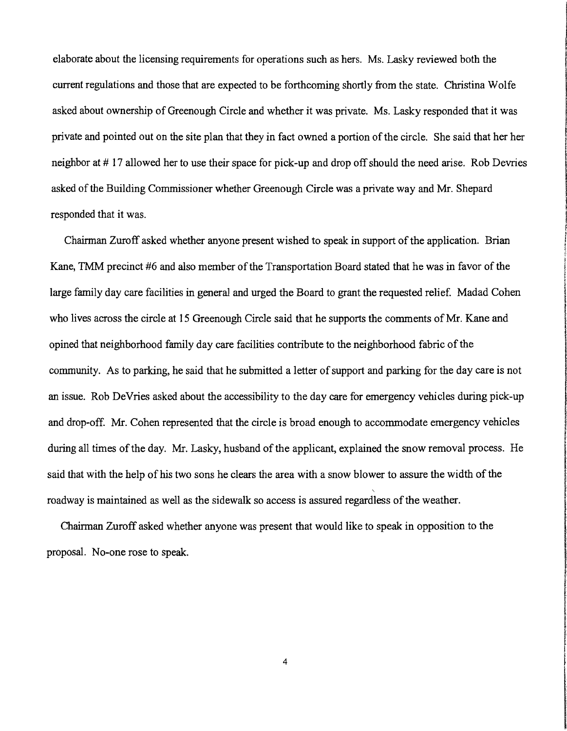elaborate about the licensing requirements for operations such as hers. Ms. Lasky reviewed both the current regulations and those that are expected to be forthcoming shortly from the state. Christina Wolfe asked about ownership of Greenough Circle and whether it was private. Ms. Lasky responded that it was private and pointed out on the site plan that they in fact owned a portion of the circle. She said that her her neighbor at # 17 allowed her to use their space for pick-up and drop off should the need arise. Rob Devries asked of the Building Commissioner whether Greenough Circle was a private way and Mr. Shepard responded that it was.

Chairman Zuroff asked whether anyone present wished to speak in support of the application. Brian Kane, TMM precinct #6 and also member of the Transportation Board stated that he was in favor of the large family day care facilities in general and urged the Board to grant the requested relief. Madad Cohen who lives across the circle at 15 Greenough Circle said that he supports the comments of Mr. Kane and opined that neighborhood family day care facilities contribute to the neighborhood fabric of the community. As to parking, he said that he submitted a letter of support and parking for the day care is not an issue. Rob DeVries asked about the accessibility to the day care for emergency vehicles during pick-up and drop-off. Mr. Cohen represented that the circle is broad enough to accommodate emergency vehicles during all times of the day. Mr. Lasky, husband of the applicant, explained the snow removal process. He said that with the help of his two sons he clears the area with a snow blower to assure the width of the roadway is maintained as well as the sidewalk so access is assured regardless of the weather.

Chairman Zuroff asked whether anyone was present that would like to speak in opposition to the proposal. No-one rose to speak.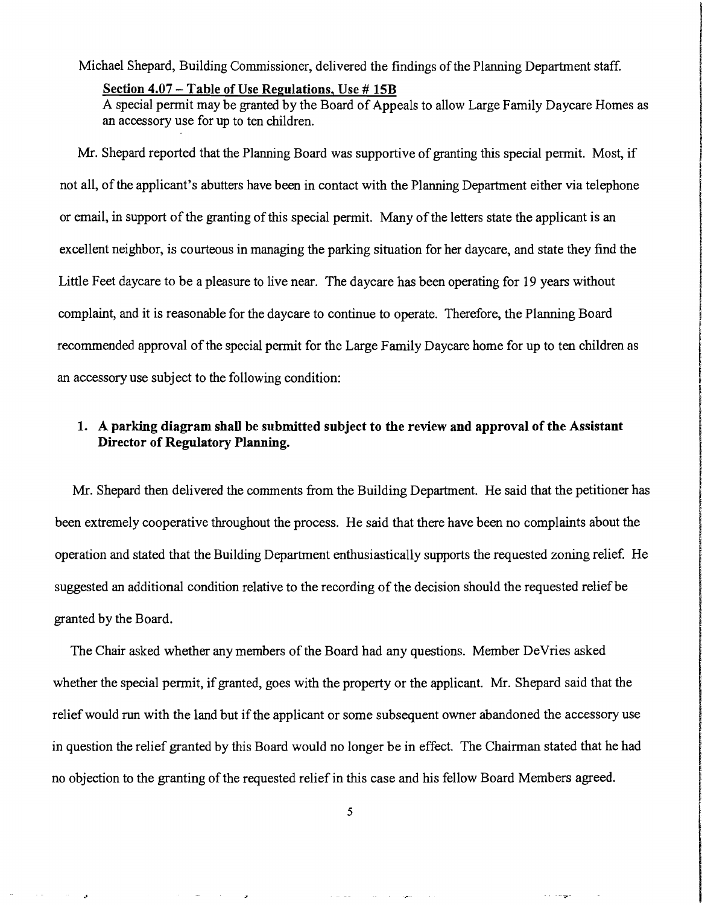Michael Shepard, Building Commissioner, delivered the findings of the Planning Department staff.

**Section 4.07 – Table of Use Regulations, Use # 15B**

A special permit may be granted by the Board of Appeals to allow Large Family Daycare Homes as an accessory use for up to ten children.

Mr. Shepard reported that the Planning Board was supportive of granting this special permit. Most, if not all, of the applicant's abutters have been in contact with the Planning Department either via telephone or email, in support of the granting of this special permit. Many of the letters state the applicant is an excellent neighbor, is courteous in managing the parking situation for her daycare, and state they find the Little Feet daycare to be a pleasure to live near. The daycare has been operating for 19 years without complaint, and it is reasonable for the daycare to continue to operate. Therefore, the Planning Board recommended approval of the special permit for the Large Family Daycare home for up to ten children as an accessory use subject to the following condition:

1. **A parking diagram shall be submitted subject to the review and approval of the Assistant Director of Regulatory Planning.**

Mr. Shepard then delivered the comments from the Building Department. He said that the petitioner has been extremely cooperative throughout the process. He said that there have been no complaints about the operation and stated that the Building Department enthusiastically supports the requested zoning relief. He suggested an additional condition relative to the recording of the decision should the requested relief be granted by the Board.

The Chair asked whether any members of the Board had any questions. Member DeVries asked whether the special permit, if granted, goes with the property or the applicant. Mr. Shepard said that the relief would run with the land but if the applicant or some subsequent owner abandoned the accessory use in question the relief granted by this Board would no longer be in effect. The Chairman stated that he had no objection to the granting of the requested relief in this case and his fellow Board Members agreed.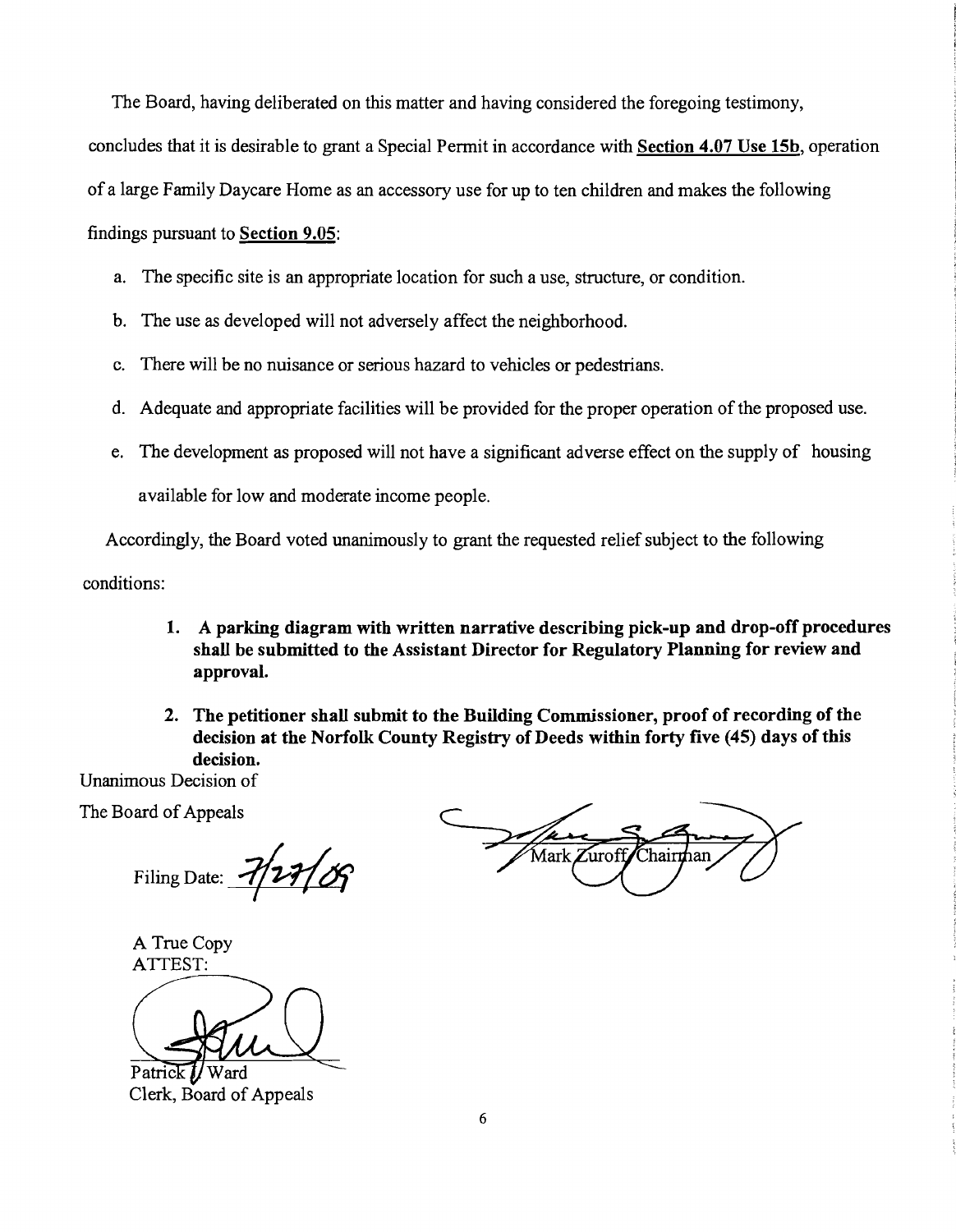The Board, having deliberated on this matter and having considered the foregoing testimony, concludes that it is desirable to grant a Special Permit in accordance with **Section 4.07 Use 15b**, operation of a large Family Daycare Home as an accessory use for up to ten children and makes the following findings pursuant to **Section 9.05**:

a. The specific site is an appropriate location for such a use, structure, or condition.

b. The use as developed will not adversely affect the neighborhood.

c. There will be no nuisance or serious hazard to vehicles or pedestrians.

d. Adequate and appropriate facilities will be provided for the proper operation of the proposed use.

e. The development as proposed will not have a significant adverse effect on the supply of housing available for low and moderate income people.

Accordingly, the Board voted unanimously to grant the requested relief subject to the following conditions:

1. **A parking diagram with written narrative describing pick-up and drop-off procedures shall be submitted to the Assistant Director for Regulatory Planning for review and approval.**

2. **The petitioner shall submit to the Building Commissioner, proof of recording of the decision at the Norfolk County Registry of Deeds within forty five (45) days of this decision.**

Unanimous Decision of

The Board of Appeals

Filing Date: 7/27/09

Mark Zuroff, Chairman

A True Copy
ATTEST:

Patrick J. Ward
Clerk, Board of Appeals